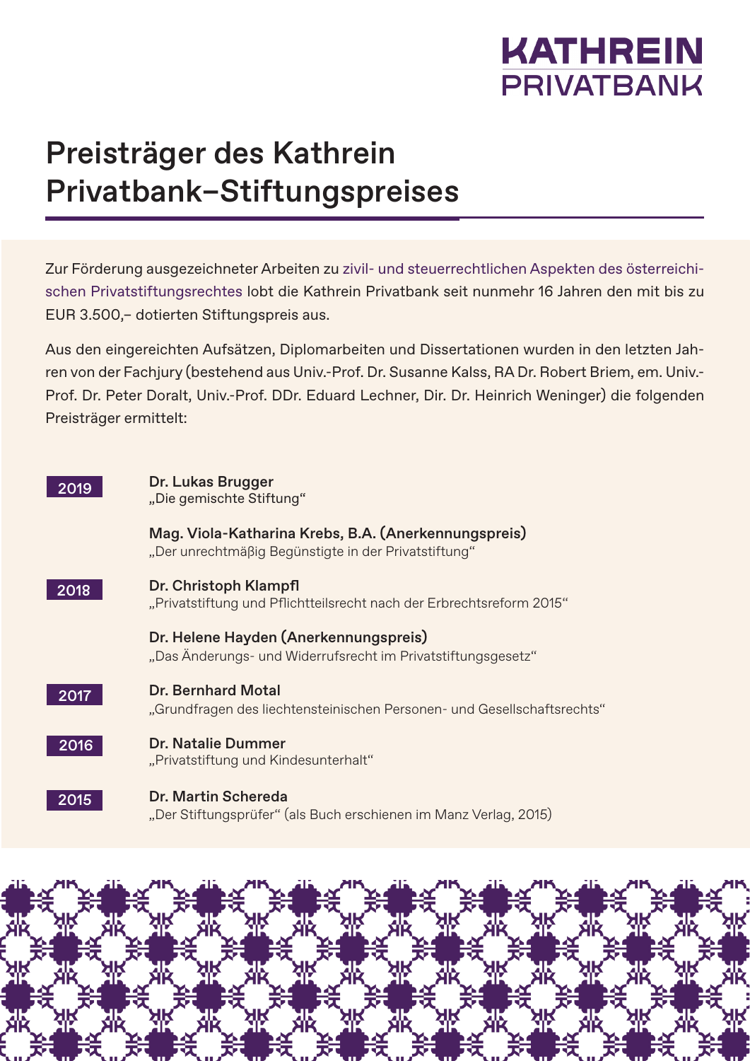KATHREIN PRIVATBANK

# Preisträger des Kathrein Privatbank–Stiftungspreises

Zur Förderung ausgezeichneter Arbeiten zu zivil- und steuerrechtlichen Aspekten des österreichischen Privatstiftungsrechtes lobt die Kathrein Privatbank seit nunmehr 16 Jahren den mit bis zu EUR 3.500,– dotierten Stiftungspreis aus.

Aus den eingereichten Aufsätzen, Diplomarbeiten und Dissertationen wurden in den letzten Jahren von der Fachjury (bestehend aus Univ.-Prof. Dr. Susanne Kalss, RA Dr. Robert Briem, em. Univ.-Prof. Dr. Peter Doralt, Univ.-Prof. DDr. Eduard Lechner, Dir. Dr. Heinrich Weninger) die folgenden Preisträger ermittelt:

**2019**

**Dr. Lukas Brugger**
„Die gemischte Stiftung“

**Mag. Viola-Katharina Krebs, B.A. (Anerkennungspreis)**
„Der unrechtmäßig Begünstigte in der Privatstiftung“

**2018**

**Dr. Christoph Klampfl**
„Privatstiftung und Pflichtteilsrecht nach der Erbrechtsreform 2015“

**Dr. Helene Hayden (Anerkennungspreis)**
„Das Änderungs- und Widerrufsrecht im Privatstiftungsgesetz“

**2017**

**Dr. Bernhard Motal**
„Grundfragen des liechtensteinischen Personen- und Gesellschaftsrechts“

**2016**

**Dr. Natalie Dummer**
„Privatstiftung und Kindesunterhalt“

**2015**

**Dr. Martin Schereda**
„Der Stiftungsprüfer“ (als Buch erschienen im Manz Verlag, 2015)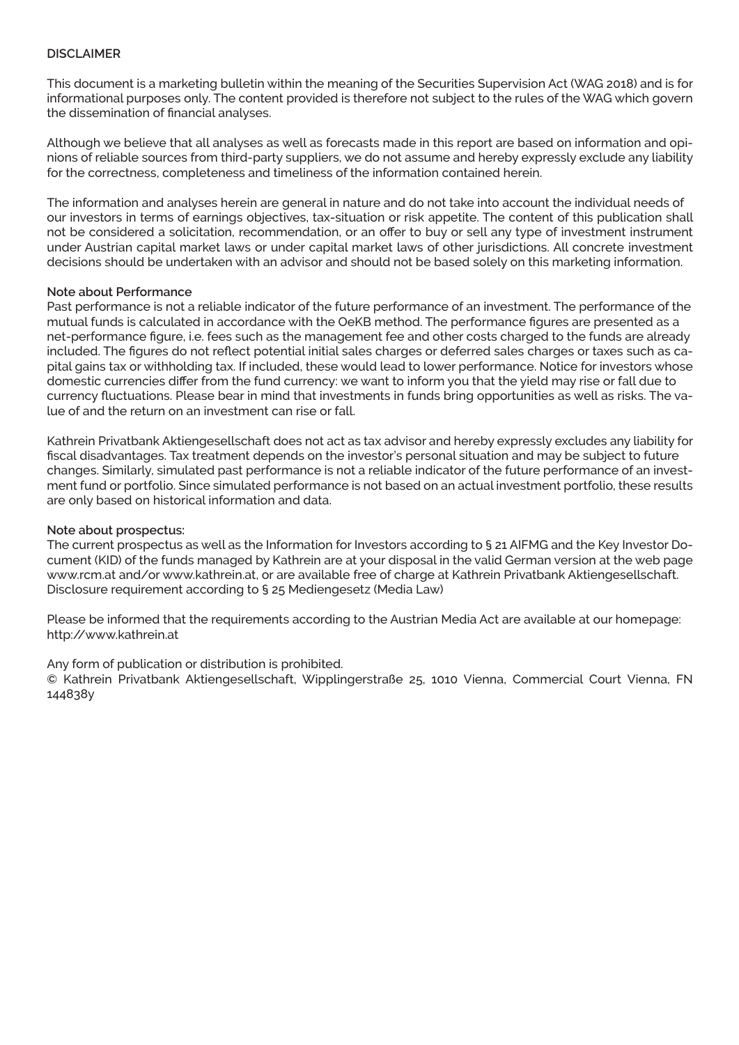# DISCLAIMER

This document is a marketing bulletin within the meaning of the Securities Supervision Act (WAG 2018) and is for informational purposes only. The content provided is therefore not subject to the rules of the WAG which govern the dissemination of financial analyses.

Although we believe that all analyses as well as forecasts made in this report are based on information and opinions of reliable sources from third-party suppliers, we do not assume and hereby expressly exclude any liability for the correctness, completeness and timeliness of the information contained herein.

The information and analyses herein are general in nature and do not take into account the individual needs of our investors in terms of earnings objectives, tax-situation or risk appetite. The content of this publication shall not be considered a solicitation, recommendation, or an offer to buy or sell any type of investment instrument under Austrian capital market laws or under capital market laws of other jurisdictions. All concrete investment decisions should be undertaken with an advisor and should not be based solely on this marketing information.

**Note about Performance**

Past performance is not a reliable indicator of the future performance of an investment. The performance of the mutual funds is calculated in accordance with the OeKB method. The performance figures are presented as a net-performance figure, i.e. fees such as the management fee and other costs charged to the funds are already included. The figures do not reflect potential initial sales charges or deferred sales charges or taxes such as capital gains tax or withholding tax. If included, these would lead to lower performance. Notice for investors whose domestic currencies differ from the fund currency: we want to inform you that the yield may rise or fall due to currency fluctuations. Please bear in mind that investments in funds bring opportunities as well as risks. The value of and the return on an investment can rise or fall.

Kathrein Privatbank Aktiengesellschaft does not act as tax advisor and hereby expressly excludes any liability for fiscal disadvantages. Tax treatment depends on the investor's personal situation and may be subject to future changes. Similarly, simulated past performance is not a reliable indicator of the future performance of an investment fund or portfolio. Since simulated performance is not based on an actual investment portfolio, these results are only based on historical information and data.

**Note about prospectus:**

The current prospectus as well as the Information for Investors according to § 21 AIFMG and the Key Investor Document (KID) of the funds managed by Kathrein are at your disposal in the valid German version at the web page www.rcm.at and/or www.kathrein.at, or are available free of charge at Kathrein Privatbank Aktiengesellschaft.
Disclosure requirement according to § 25 Mediengesetz (Media Law)

Please be informed that the requirements according to the Austrian Media Act are available at our homepage: http://www.kathrein.at

Any form of publication or distribution is prohibited.
© Kathrein Privatbank Aktiengesellschaft, Wipplingerstraße 25, 1010 Vienna, Commercial Court Vienna, FN 144838y